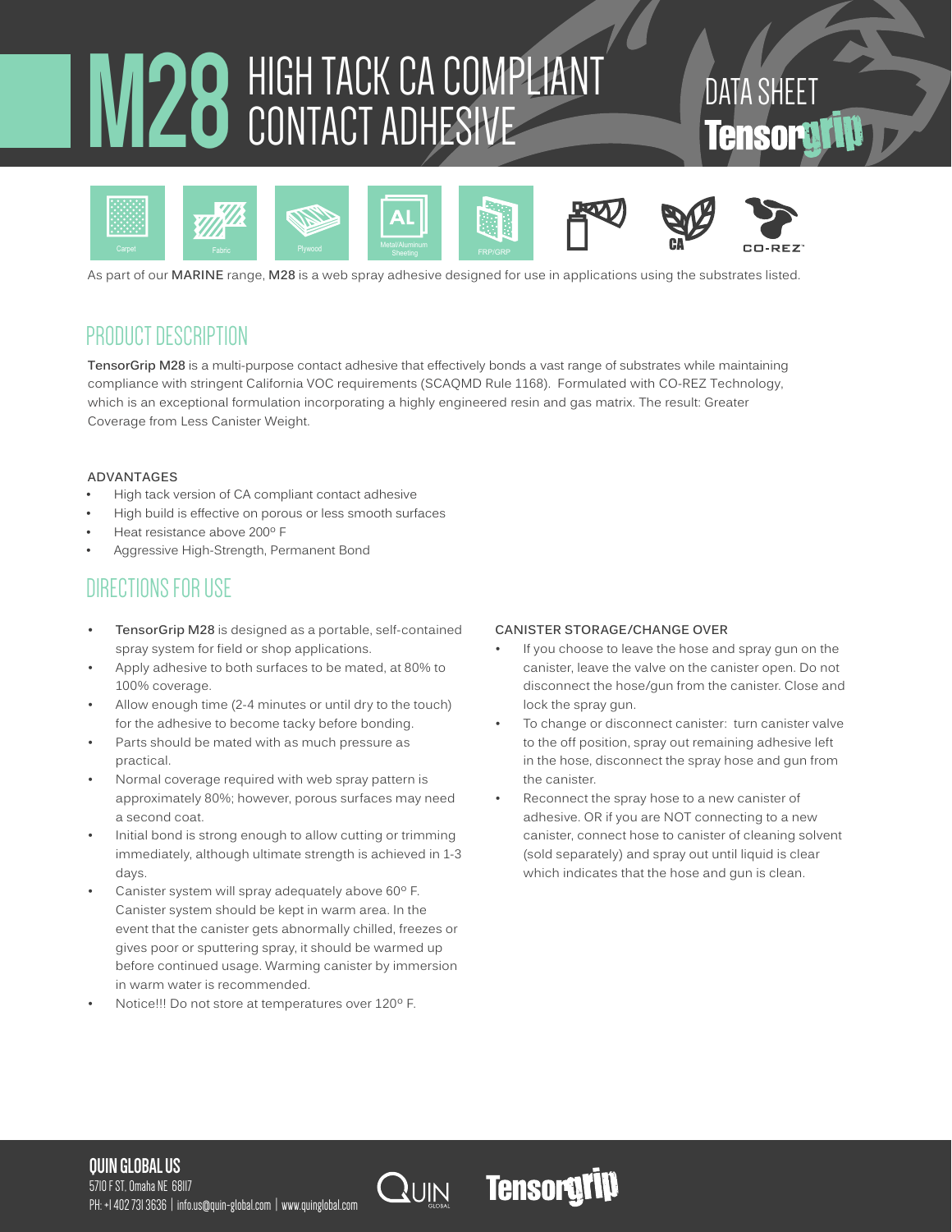# M28 HIGH TACK CA COMPLIANT CONTACT ADHESIVE

DATA SHEET

Tensorgrip

Carpet | Fabric | Plywood | Metal/Aluminum Sheeting | FRP/GRP | CA | CO-REZ

As part of our **MARINE** range, **M28** is a web spray adhesive designed for use in applications using the substrates listed.

## PRODUCT DESCRIPTION

**TensorGrip M28** is a multi-purpose contact adhesive that effectively bonds a vast range of substrates while maintaining compliance with stringent California VOC requirements (SCAQMD Rule 1168). Formulated with CO-REZ Technology, which is an exceptional formulation incorporating a highly engineered resin and gas matrix. The result: Greater Coverage from Less Canister Weight.

### ADVANTAGES

- High tack version of CA compliant contact adhesive
- High build is effective on porous or less smooth surfaces
- Heat resistance above 200º F
- Aggressive High-Strength, Permanent Bond

## DIRECTIONS FOR USE

- **TensorGrip M28** is designed as a portable, self-contained spray system for field or shop applications.
- Apply adhesive to both surfaces to be mated, at 80% to 100% coverage.
- Allow enough time (2-4 minutes or until dry to the touch) for the adhesive to become tacky before bonding.
- Parts should be mated with as much pressure as practical.
- Normal coverage required with web spray pattern is approximately 80%; however, porous surfaces may need a second coat.
- Initial bond is strong enough to allow cutting or trimming immediately, although ultimate strength is achieved in 1-3 days.
- Canister system will spray adequately above 60º F. Canister system should be kept in warm area. In the event that the canister gets abnormally chilled, freezes or gives poor or sputtering spray, it should be warmed up before continued usage. Warming canister by immersion in warm water is recommended.
- Notice!!! Do not store at temperatures over 120º F.

### CANISTER STORAGE/CHANGE OVER

- If you choose to leave the hose and spray gun on the canister, leave the valve on the canister open. Do not disconnect the hose/gun from the canister. Close and lock the spray gun.
- To change or disconnect canister: turn canister valve to the off position, spray out remaining adhesive left in the hose, disconnect the spray hose and gun from the canister.
- Reconnect the spray hose to a new canister of adhesive. OR if you are NOT connecting to a new canister, connect hose to canister of cleaning solvent (sold separately) and spray out until liquid is clear which indicates that the hose and gun is clean.

**QUIN GLOBAL US**
5710 F ST. Omaha NE 68117
PH: +1 402 731 3636 | info.us@quin-global.com | www.quinglobal.com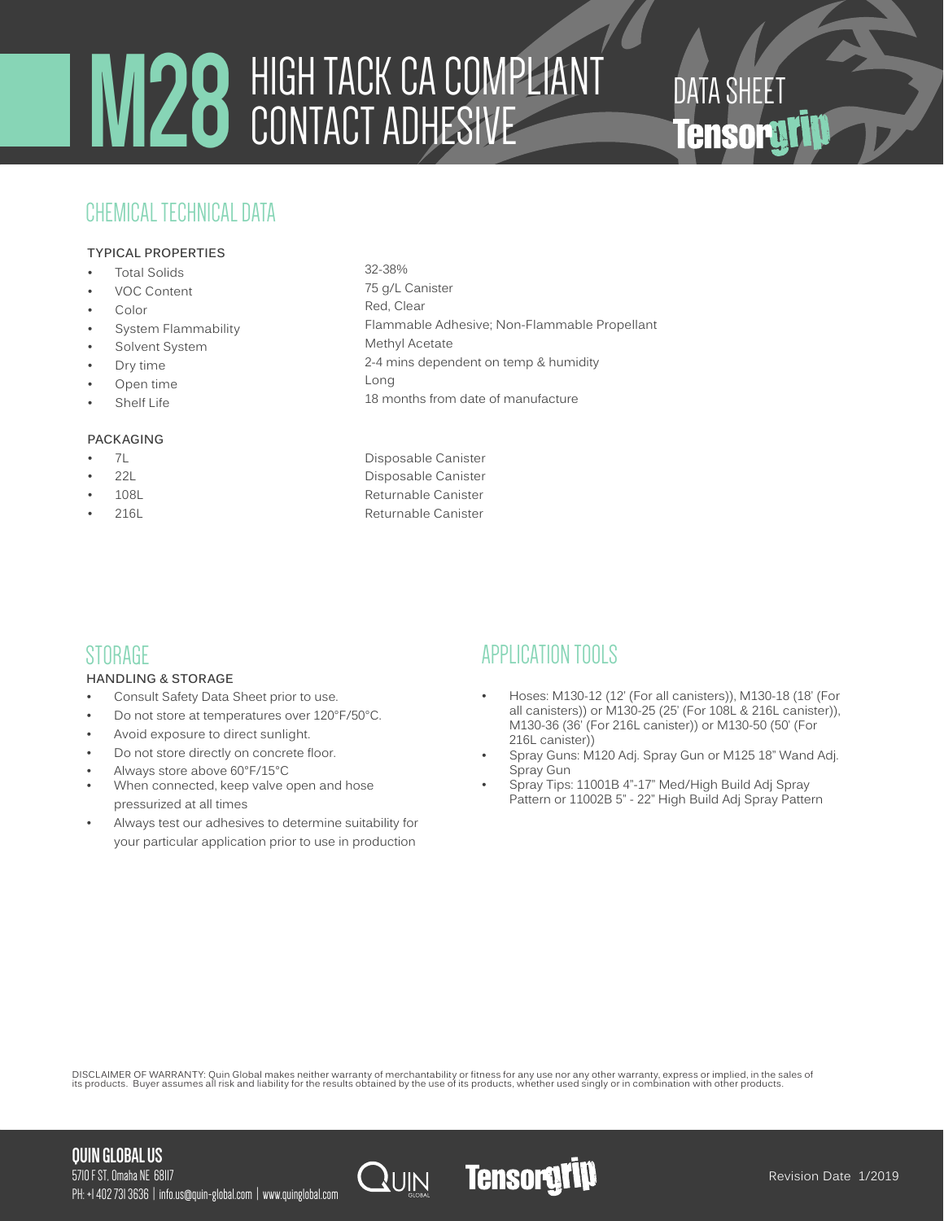# M28 HIGH TACK CA COMPLIANT CONTACT ADHESIVE

DATA SHEET
Tensorgrip

## CHEMICAL TECHNICAL DATA

### TYPICAL PROPERTIES

| | |
|---|---|
| Total Solids | 32-38% |
| VOC Content | 75 g/L Canister |
| Color | Red, Clear |
| System Flammability | Flammable Adhesive; Non-Flammable Propellant |
| Solvent System | Methyl Acetate |
| Dry time | 2-4 mins dependent on temp & humidity |
| Open time | Long |
| Shelf Life | 18 months from date of manufacture |

### PACKAGING

| | |
|---|---|
| 7L | Disposable Canister |
| 22L | Disposable Canister |
| 108L | Returnable Canister |
| 216L | Returnable Canister |

## STORAGE

### HANDLING & STORAGE

- Consult Safety Data Sheet prior to use.
- Do not store at temperatures over 120°F/50°C.
- Avoid exposure to direct sunlight.
- Do not store directly on concrete floor.
- Always store above 60°F/15°C
- When connected, keep valve open and hose pressurized at all times
- Always test our adhesives to determine suitability for your particular application prior to use in production

## APPLICATION TOOLS

- Hoses: M130-12 (12' (For all canisters)), M130-18 (18' (For all canisters)) or M130-25 (25' (For 108L & 216L canister)), M130-36 (36' (For 216L canister)) or M130-50 (50' (For 216L canister))
- Spray Guns: M120 Adj. Spray Gun or M125 18" Wand Adj. Spray Gun
- Spray Tips: 11001B 4"-17" Med/High Build Adj Spray Pattern or 11002B 5" - 22" High Build Adj Spray Pattern

DISCLAIMER OF WARRANTY: Quin Global makes neither warranty of merchantability or fitness for any use nor any other warranty, express or implied, in the sales of its products. Buyer assumes all risk and liability for the results obtained by the use of its products, whether used singly or in combination with other products.

**QUIN GLOBAL US**
5710 F ST. Omaha NE 68117
PH: +1 402 731 3636 | info.us@quin-global.com | www.quinglobal.com

Revision Date 1/2019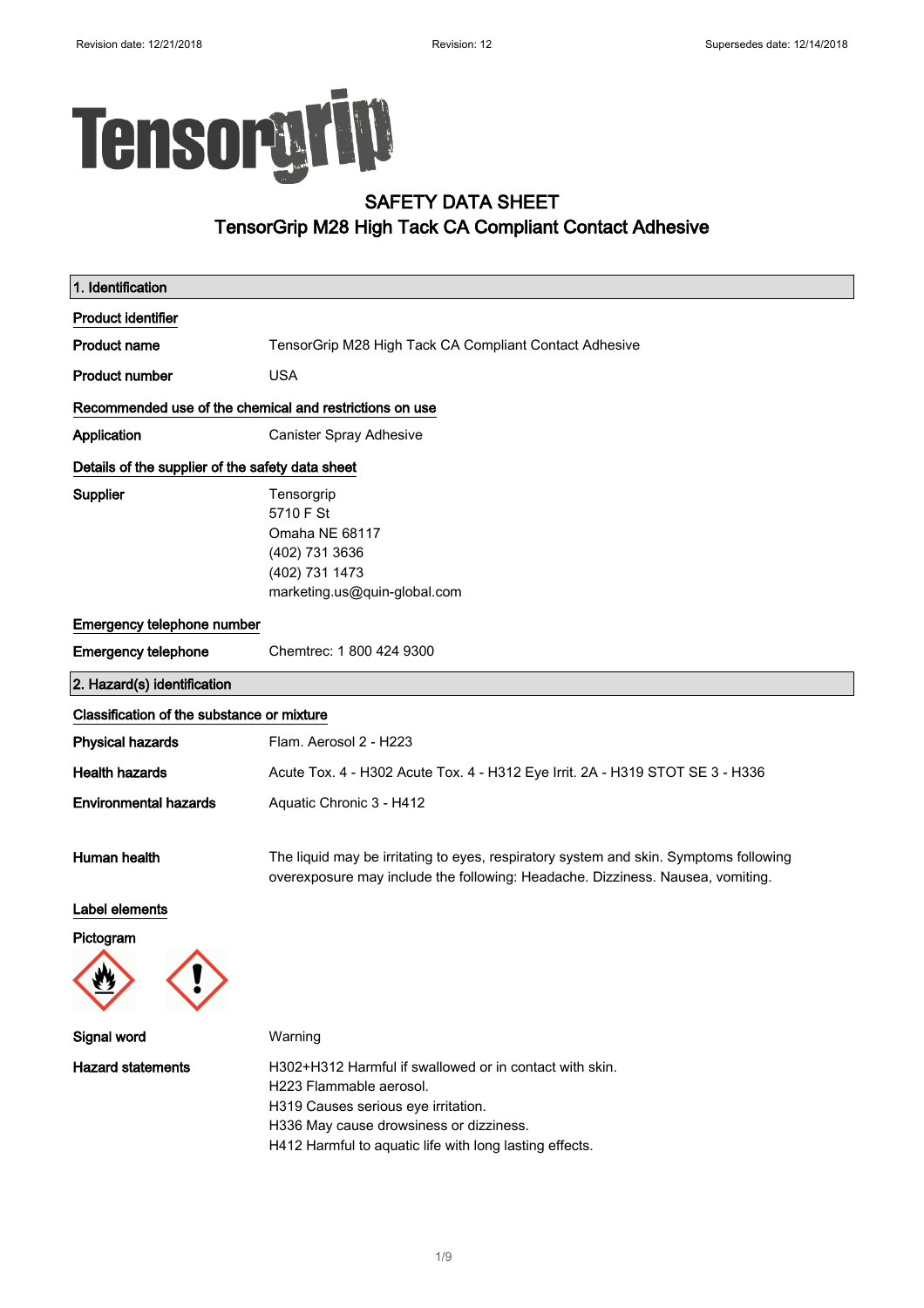# SAFETY DATA SHEET
## TensorGrip M28 High Tack CA Compliant Contact Adhesive

## 1. Identification

### Product identifier

**Product name** TensorGrip M28 High Tack CA Compliant Contact Adhesive

**Product number** USA

### Recommended use of the chemical and restrictions on use

**Application** Canister Spray Adhesive

### Details of the supplier of the safety data sheet

**Supplier**
Tensorgrip
5710 F St
Omaha NE 68117
(402) 731 3636
(402) 731 1473
marketing.us@quin-global.com

### Emergency telephone number

**Emergency telephone** Chemtrec: 1 800 424 9300

## 2. Hazard(s) identification

### Classification of the substance or mixture

**Physical hazards** Flam. Aerosol 2 - H223

**Health hazards** Acute Tox. 4 - H302 Acute Tox. 4 - H312 Eye Irrit. 2A - H319 STOT SE 3 - H336

**Environmental hazards** Aquatic Chronic 3 - H412

**Human health** The liquid may be irritating to eyes, respiratory system and skin. Symptoms following overexposure may include the following: Headache. Dizziness. Nausea, vomiting.

### Label elements

**Pictogram**

**Signal word** Warning

**Hazard statements**
H302+H312 Harmful if swallowed or in contact with skin.
H223 Flammable aerosol.
H319 Causes serious eye irritation.
H336 May cause drowsiness or dizziness.
H412 Harmful to aquatic life with long lasting effects.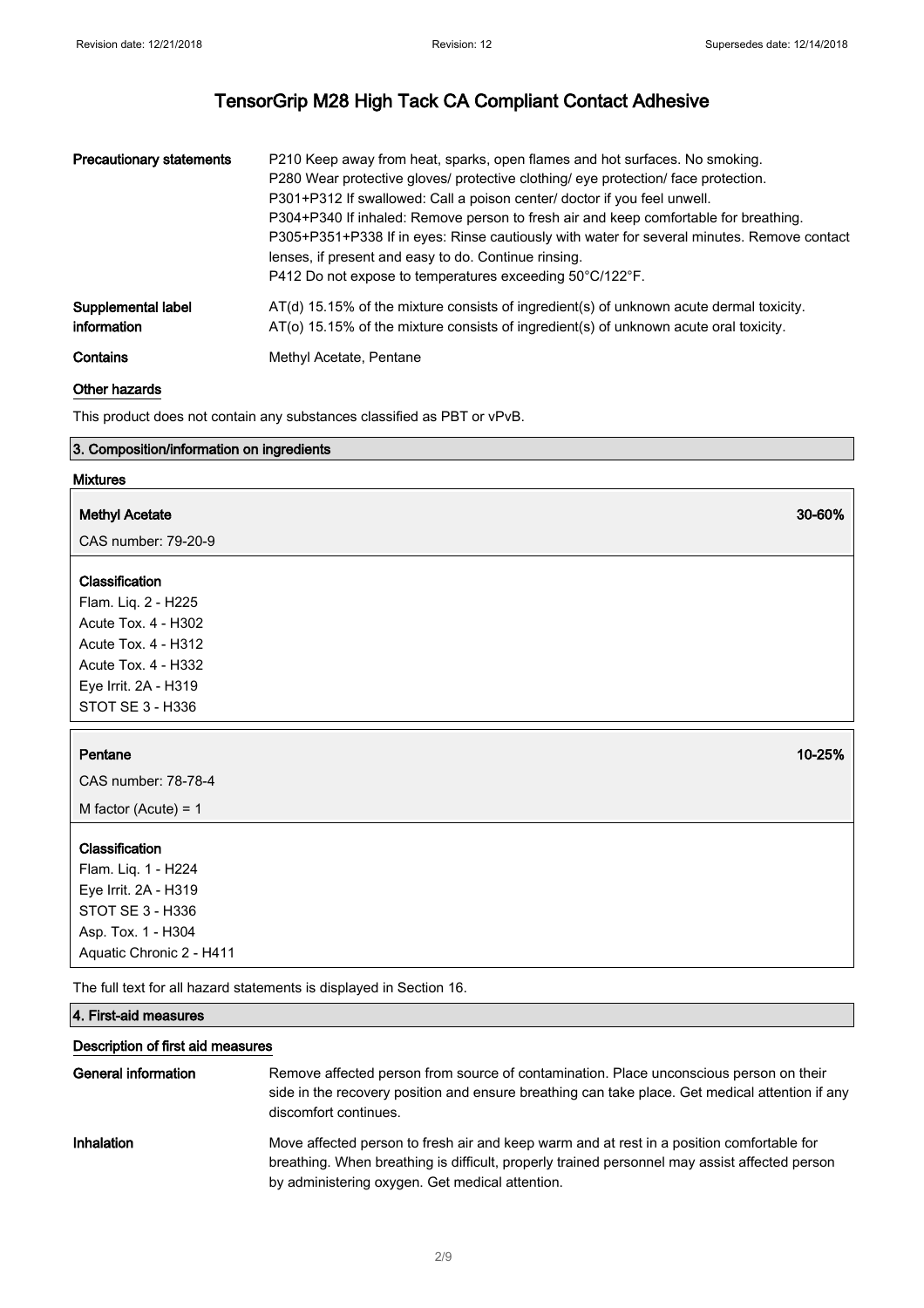| | |
|---|---|
| **Precautionary statements** | P210 Keep away from heat, sparks, open flames and hot surfaces. No smoking.<br>P280 Wear protective gloves/ protective clothing/ eye protection/ face protection.<br>P301+P312 If swallowed: Call a poison center/ doctor if you feel unwell.<br>P304+P340 If inhaled: Remove person to fresh air and keep comfortable for breathing.<br>P305+P351+P338 If in eyes: Rinse cautiously with water for several minutes. Remove contact lenses, if present and easy to do. Continue rinsing.<br>P412 Do not expose to temperatures exceeding 50°C/122°F. |
| **Supplemental label information** | AT(d) 15.15% of the mixture consists of ingredient(s) of unknown acute dermal toxicity.<br>AT(o) 15.15% of the mixture consists of ingredient(s) of unknown acute oral toxicity. |
| **Contains** | Methyl Acetate, Pentane |

### Other hazards

This product does not contain any substances classified as PBT or vPvB.

## 3. Composition/information on ingredients

### Mixtures

**Methyl Acetate** — 30-60%

CAS number: 79-20-9

**Classification**

Flam. Liq. 2 - H225
Acute Tox. 4 - H302
Acute Tox. 4 - H312
Acute Tox. 4 - H332
Eye Irrit. 2A - H319
STOT SE 3 - H336

**Pentane** — 10-25%

CAS number: 78-78-4

M factor (Acute) = 1

**Classification**

Flam. Liq. 1 - H224
Eye Irrit. 2A - H319
STOT SE 3 - H336
Asp. Tox. 1 - H304
Aquatic Chronic 2 - H411

The full text for all hazard statements is displayed in Section 16.

## 4. First-aid measures

### Description of first aid measures

| | |
|---|---|
| **General information** | Remove affected person from source of contamination. Place unconscious person on their side in the recovery position and ensure breathing can take place. Get medical attention if any discomfort continues. |
| **Inhalation** | Move affected person to fresh air and keep warm and at rest in a position comfortable for breathing. When breathing is difficult, properly trained personnel may assist affected person by administering oxygen. Get medical attention. |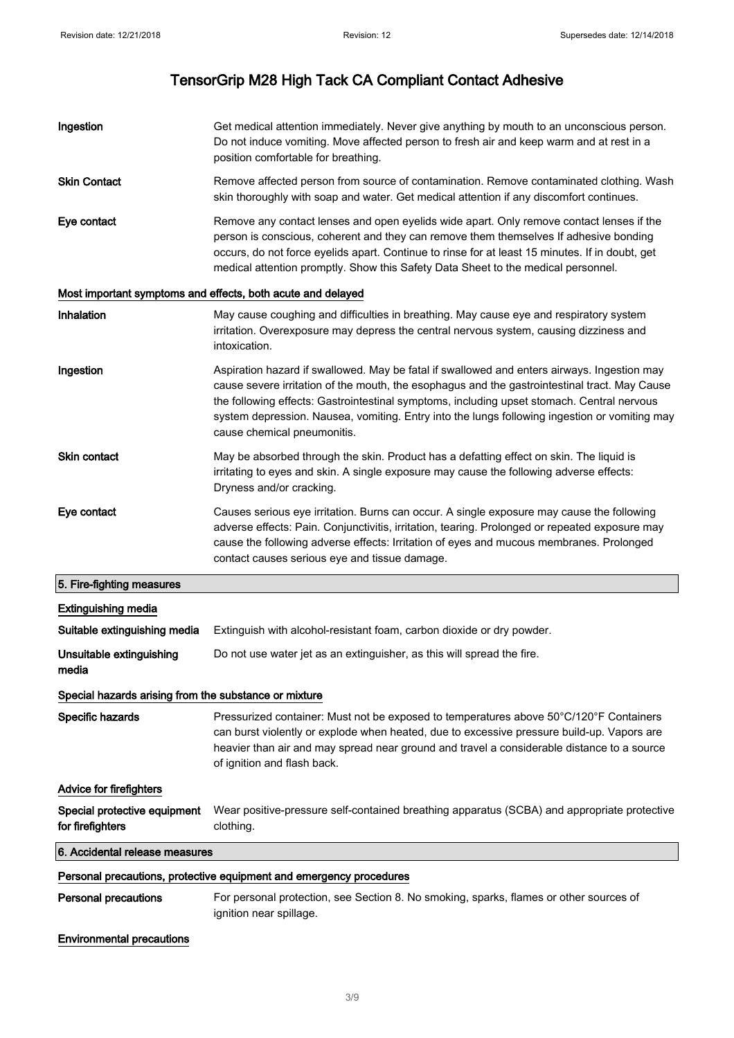# TensorGrip M28 High Tack CA Compliant Contact Adhesive

**Ingestion** Get medical attention immediately. Never give anything by mouth to an unconscious person. Do not induce vomiting. Move affected person to fresh air and keep warm and at rest in a position comfortable for breathing.

**Skin Contact** Remove affected person from source of contamination. Remove contaminated clothing. Wash skin thoroughly with soap and water. Get medical attention if any discomfort continues.

**Eye contact** Remove any contact lenses and open eyelids wide apart. Only remove contact lenses if the person is conscious, coherent and they can remove them themselves If adhesive bonding occurs, do not force eyelids apart. Continue to rinse for at least 15 minutes. If in doubt, get medical attention promptly. Show this Safety Data Sheet to the medical personnel.

### Most important symptoms and effects, both acute and delayed

**Inhalation** May cause coughing and difficulties in breathing. May cause eye and respiratory system irritation. Overexposure may depress the central nervous system, causing dizziness and intoxication.

**Ingestion** Aspiration hazard if swallowed. May be fatal if swallowed and enters airways. Ingestion may cause severe irritation of the mouth, the esophagus and the gastrointestinal tract. May Cause the following effects: Gastrointestinal symptoms, including upset stomach. Central nervous system depression. Nausea, vomiting. Entry into the lungs following ingestion or vomiting may cause chemical pneumonitis.

**Skin contact** May be absorbed through the skin. Product has a defatting effect on skin. The liquid is irritating to eyes and skin. A single exposure may cause the following adverse effects: Dryness and/or cracking.

**Eye contact** Causes serious eye irritation. Burns can occur. A single exposure may cause the following adverse effects: Pain. Conjunctivitis, irritation, tearing. Prolonged or repeated exposure may cause the following adverse effects: Irritation of eyes and mucous membranes. Prolonged contact causes serious eye and tissue damage.

## 5. Fire-fighting measures

### Extinguishing media

**Suitable extinguishing media** Extinguish with alcohol-resistant foam, carbon dioxide or dry powder.

**Unsuitable extinguishing media** Do not use water jet as an extinguisher, as this will spread the fire.

### Special hazards arising from the substance or mixture

**Specific hazards** Pressurized container: Must not be exposed to temperatures above 50°C/120°F Containers can burst violently or explode when heated, due to excessive pressure build-up. Vapors are heavier than air and may spread near ground and travel a considerable distance to a source of ignition and flash back.

### Advice for firefighters

**Special protective equipment for firefighters** Wear positive-pressure self-contained breathing apparatus (SCBA) and appropriate protective clothing.

## 6. Accidental release measures

### Personal precautions, protective equipment and emergency procedures

**Personal precautions** For personal protection, see Section 8. No smoking, sparks, flames or other sources of ignition near spillage.

### Environmental precautions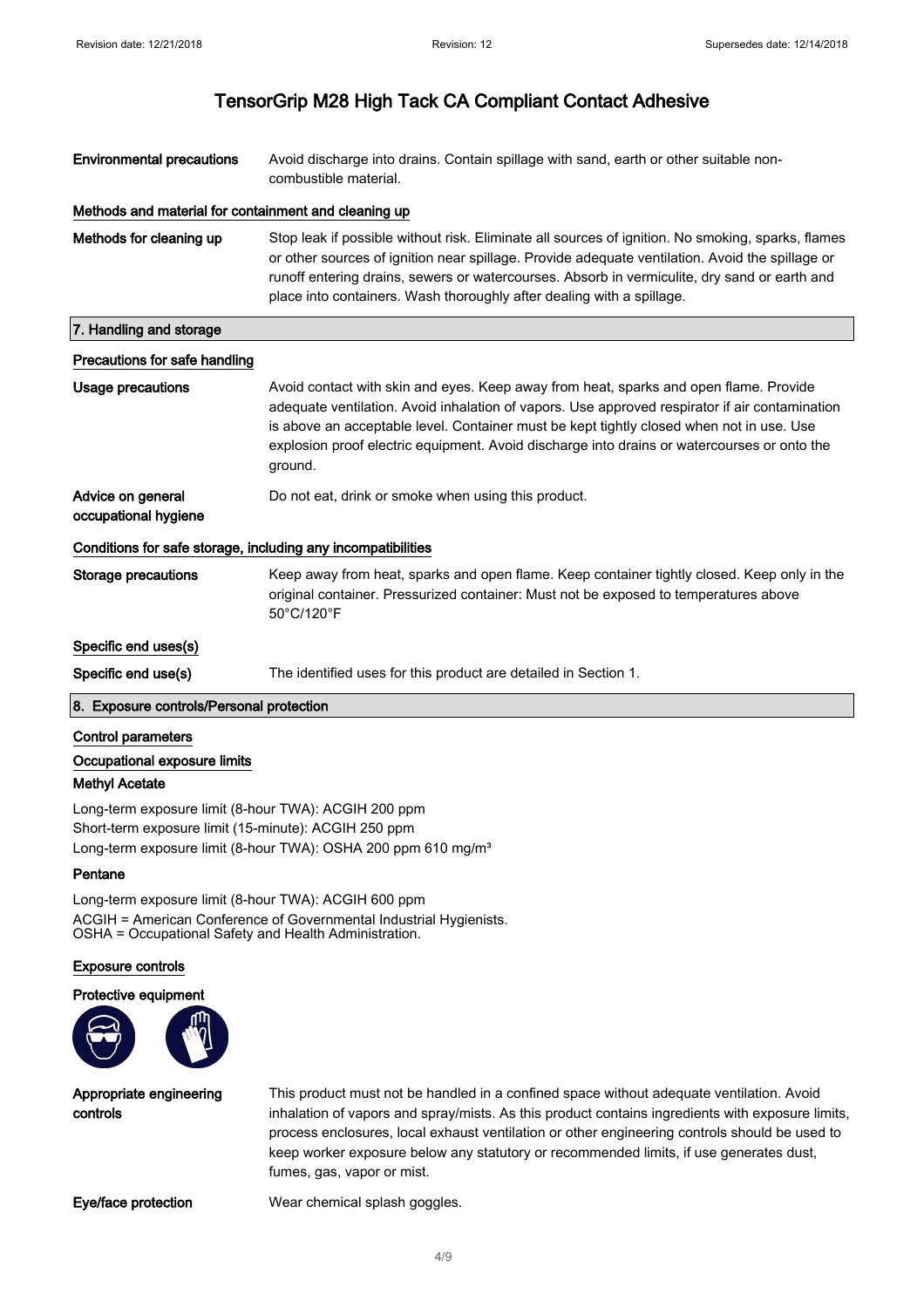| | |
|---|---|
| **Environmental precautions** | Avoid discharge into drains. Contain spillage with sand, earth or other suitable non-combustible material. |

**Methods and material for containment and cleaning up**

| | |
|---|---|
| **Methods for cleaning up** | Stop leak if possible without risk. Eliminate all sources of ignition. No smoking, sparks, flames or other sources of ignition near spillage. Provide adequate ventilation. Avoid the spillage or runoff entering drains, sewers or watercourses. Absorb in vermiculite, dry sand or earth and place into containers. Wash thoroughly after dealing with a spillage. |

## 7. Handling and storage

**Precautions for safe handling**

| | |
|---|---|
| **Usage precautions** | Avoid contact with skin and eyes. Keep away from heat, sparks and open flame. Provide adequate ventilation. Avoid inhalation of vapors. Use approved respirator if air contamination is above an acceptable level. Container must be kept tightly closed when not in use. Use explosion proof electric equipment. Avoid discharge into drains or watercourses or onto the ground. |
| **Advice on general occupational hygiene** | Do not eat, drink or smoke when using this product. |

**Conditions for safe storage, including any incompatibilities**

| | |
|---|---|
| **Storage precautions** | Keep away from heat, sparks and open flame. Keep container tightly closed. Keep only in the original container. Pressurized container: Must not be exposed to temperatures above 50°C/120°F |

**Specific end uses(s)**

| | |
|---|---|
| **Specific end use(s)** | The identified uses for this product are detailed in Section 1. |

## 8. Exposure controls/Personal protection

**Control parameters**

**Occupational exposure limits**

**Methyl Acetate**

Long-term exposure limit (8-hour TWA): ACGIH 200 ppm
Short-term exposure limit (15-minute): ACGIH 250 ppm
Long-term exposure limit (8-hour TWA): OSHA 200 ppm 610 mg/m³

**Pentane**

Long-term exposure limit (8-hour TWA): ACGIH 600 ppm
ACGIH = American Conference of Governmental Industrial Hygienists.
OSHA = Occupational Safety and Health Administration.

**Exposure controls**

**Protective equipment**

| | |
|---|---|
| **Appropriate engineering controls** | This product must not be handled in a confined space without adequate ventilation. Avoid inhalation of vapors and spray/mists. As this product contains ingredients with exposure limits, process enclosures, local exhaust ventilation or other engineering controls should be used to keep worker exposure below any statutory or recommended limits, if use generates dust, fumes, gas, vapor or mist. |
| **Eye/face protection** | Wear chemical splash goggles. |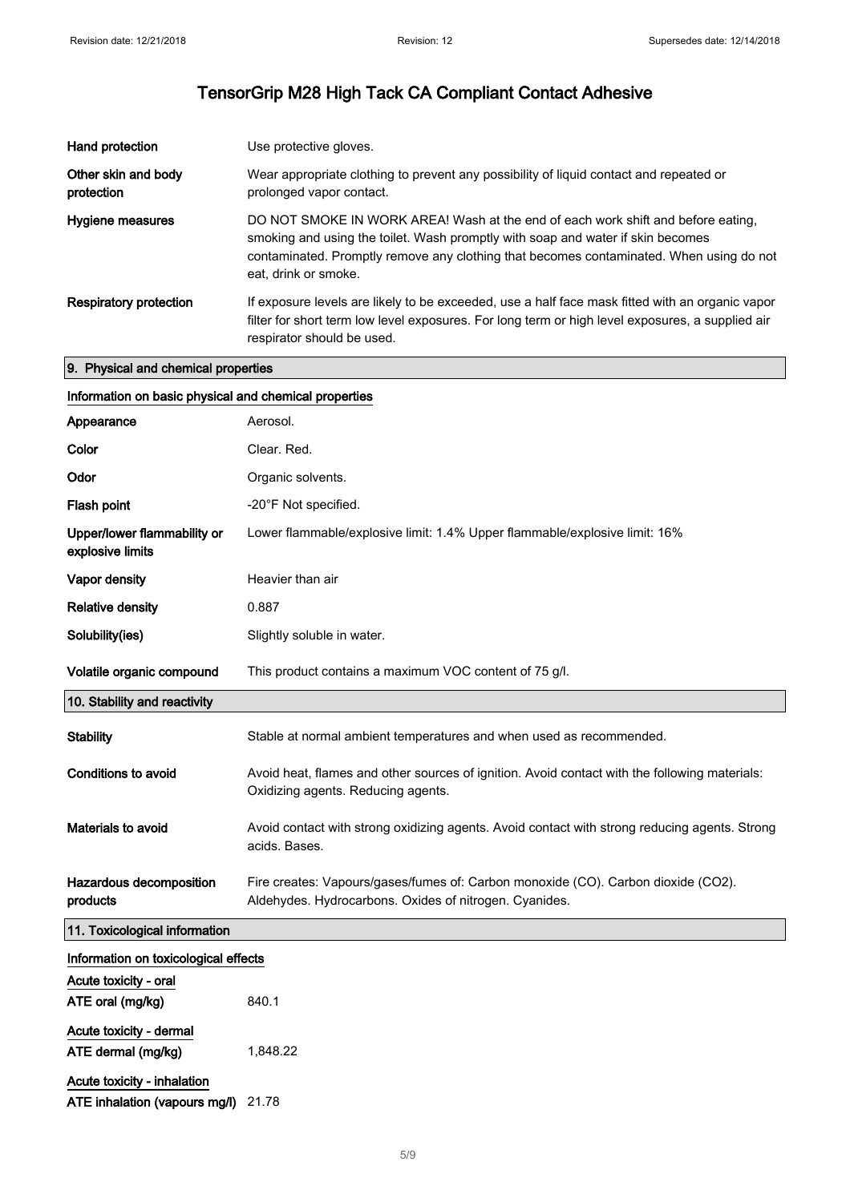# TensorGrip M28 High Tack CA Compliant Contact Adhesive

| | |
|---|---|
| **Hand protection** | Use protective gloves. |
| **Other skin and body protection** | Wear appropriate clothing to prevent any possibility of liquid contact and repeated or prolonged vapor contact. |
| **Hygiene measures** | DO NOT SMOKE IN WORK AREA! Wash at the end of each work shift and before eating, smoking and using the toilet. Wash promptly with soap and water if skin becomes contaminated. Promptly remove any clothing that becomes contaminated. When using do not eat, drink or smoke. |
| **Respiratory protection** | If exposure levels are likely to be exceeded, use a half face mask fitted with an organic vapor filter for short term low level exposures. For long term or high level exposures, a supplied air respirator should be used. |

## 9. Physical and chemical properties

### Information on basic physical and chemical properties

| | |
|---|---|
| **Appearance** | Aerosol. |
| **Color** | Clear. Red. |
| **Odor** | Organic solvents. |
| **Flash point** | -20°F Not specified. |
| **Upper/lower flammability or explosive limits** | Lower flammable/explosive limit: 1.4% Upper flammable/explosive limit: 16% |
| **Vapor density** | Heavier than air |
| **Relative density** | 0.887 |
| **Solubility(ies)** | Slightly soluble in water. |
| **Volatile organic compound** | This product contains a maximum VOC content of 75 g/l. |

## 10. Stability and reactivity

| | |
|---|---|
| **Stability** | Stable at normal ambient temperatures and when used as recommended. |
| **Conditions to avoid** | Avoid heat, flames and other sources of ignition. Avoid contact with the following materials: Oxidizing agents. Reducing agents. |
| **Materials to avoid** | Avoid contact with strong oxidizing agents. Avoid contact with strong reducing agents. Strong acids. Bases. |
| **Hazardous decomposition products** | Fire creates: Vapours/gases/fumes of: Carbon monoxide (CO). Carbon dioxide ($CO_2$). Aldehydes. Hydrocarbons. Oxides of nitrogen. Cyanides. |

## 11. Toxicological information

### Information on toxicological effects

**Acute toxicity - oral**

| | |
|---|---|
| **ATE oral (mg/kg)** | 840.1 |

**Acute toxicity - dermal**

| | |
|---|---|
| **ATE dermal (mg/kg)** | 1,848.22 |

**Acute toxicity - inhalation**

| | |
|---|---|
| **ATE inhalation (vapours mg/l)** | 21.78 |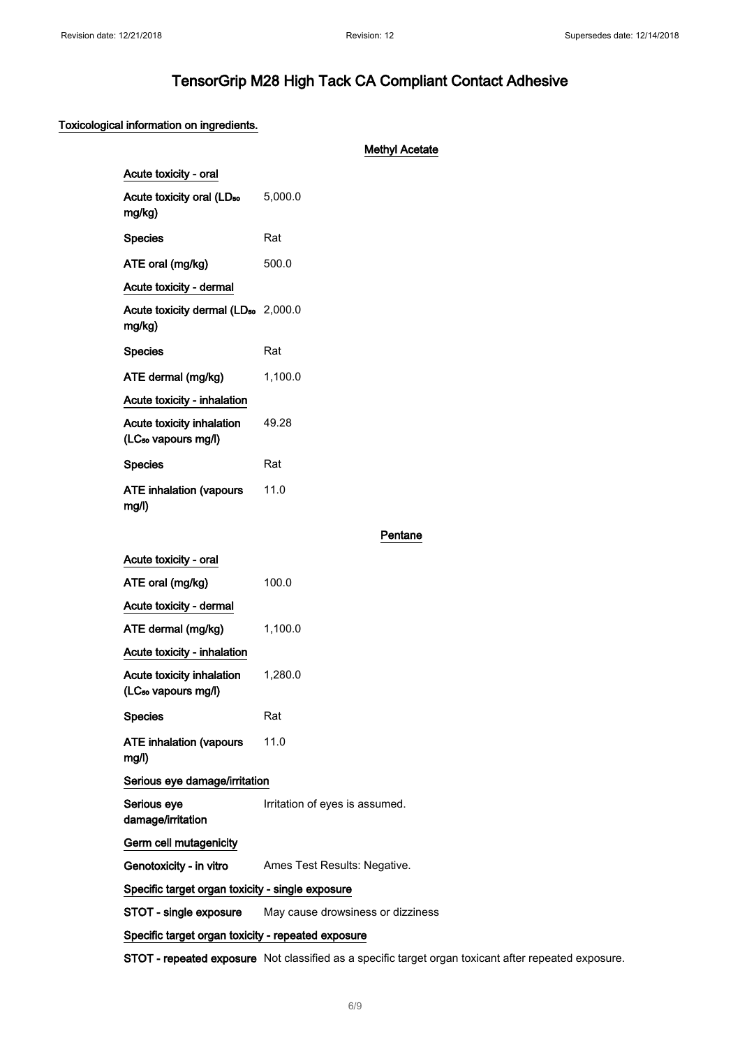# TensorGrip M28 High Tack CA Compliant Contact Adhesive

**Toxicological information on ingredients.**

### Methyl Acetate

**Acute toxicity - oral**

| | |
|---|---|
| **Acute toxicity oral ($LD_{50}$ mg/kg)** | 5,000.0 |
| **Species** | Rat |
| **ATE oral (mg/kg)** | 500.0 |

**Acute toxicity - dermal**

| | |
|---|---|
| **Acute toxicity dermal ($LD_{50}$ mg/kg)** | 2,000.0 |
| **Species** | Rat |
| **ATE dermal (mg/kg)** | 1,100.0 |

**Acute toxicity - inhalation**

| | |
|---|---|
| **Acute toxicity inhalation ($LC_{50}$ vapours mg/l)** | 49.28 |
| **Species** | Rat |
| **ATE inhalation (vapours mg/l)** | 11.0 |

### Pentane

**Acute toxicity - oral**

| | |
|---|---|
| **ATE oral (mg/kg)** | 100.0 |

**Acute toxicity - dermal**

| | |
|---|---|
| **ATE dermal (mg/kg)** | 1,100.0 |

**Acute toxicity - inhalation**

| | |
|---|---|
| **Acute toxicity inhalation ($LC_{50}$ vapours mg/l)** | 1,280.0 |
| **Species** | Rat |
| **ATE inhalation (vapours mg/l)** | 11.0 |

**Serious eye damage/irritation**

| | |
|---|---|
| **Serious eye damage/irritation** | Irritation of eyes is assumed. |

**Germ cell mutagenicity**

| | |
|---|---|
| **Genotoxicity - in vitro** | Ames Test Results: Negative. |

**Specific target organ toxicity - single exposure**

| | |
|---|---|
| **STOT - single exposure** | May cause drowsiness or dizziness |

**Specific target organ toxicity - repeated exposure**

| | |
|---|---|
| **STOT - repeated exposure** | Not classified as a specific target organ toxicant after repeated exposure. |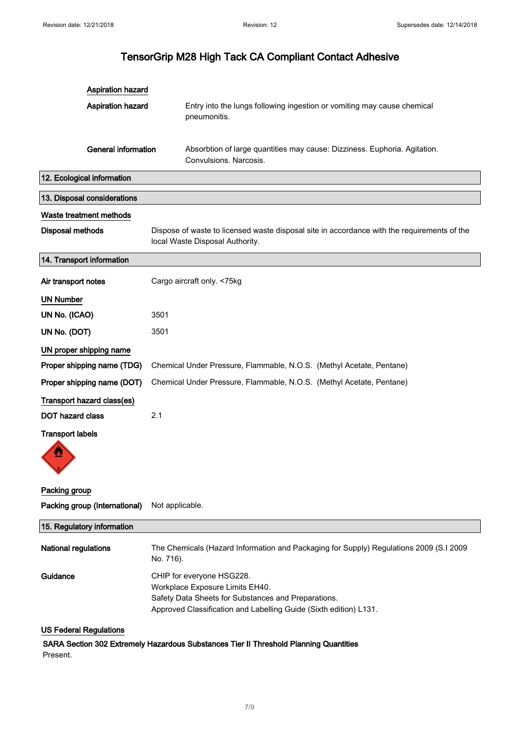### Aspiration hazard

**Aspiration hazard** Entry into the lungs following ingestion or vomiting may cause chemical pneumonitis.

**General information** Absorbtion of large quantities may cause: Dizziness. Euphoria. Agitation. Convulsions. Narcosis.

## 12. Ecological information

## 13. Disposal considerations

### Waste treatment methods

**Disposal methods** Dispose of waste to licensed waste disposal site in accordance with the requirements of the local Waste Disposal Authority.

## 14. Transport information

**Air transport notes** Cargo aircraft only. <75kg

### UN Number

**UN No. (ICAO)** 3501

**UN No. (DOT)** 3501

### UN proper shipping name

**Proper shipping name (TDG)** Chemical Under Pressure, Flammable, N.O.S. (Methyl Acetate, Pentane)

**Proper shipping name (DOT)** Chemical Under Pressure, Flammable, N.O.S. (Methyl Acetate, Pentane)

### Transport hazard class(es)

**DOT hazard class** 2.1

**Transport labels**

### Packing group

**Packing group (International)** Not applicable.

## 15. Regulatory information

**National regulations** The Chemicals (Hazard Information and Packaging for Supply) Regulations 2009 (S.I 2009 No. 716).

**Guidance** CHIP for everyone HSG228.
Workplace Exposure Limits EH40.
Safety Data Sheets for Substances and Preparations.
Approved Classification and Labelling Guide (Sixth edition) L131.

### US Federal Regulations

**SARA Section 302 Extremely Hazardous Substances Tier II Threshold Planning Quantities**

Present.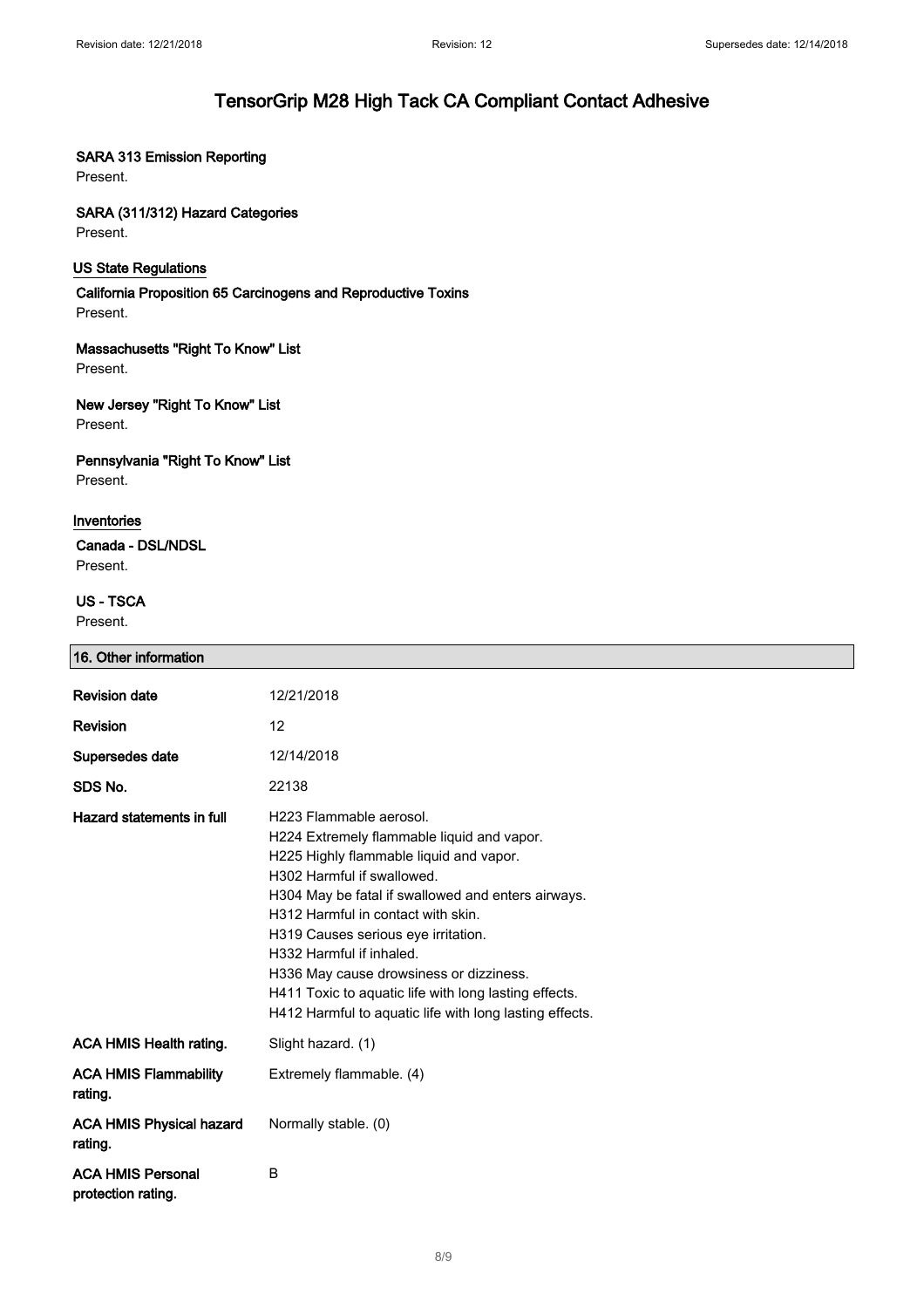#### SARA 313 Emission Reporting

Present.

#### SARA (311/312) Hazard Categories

Present.

### US State Regulations

#### California Proposition 65 Carcinogens and Reproductive Toxins

Present.

#### Massachusetts "Right To Know" List

Present.

#### New Jersey "Right To Know" List

Present.

#### Pennsylvania "Right To Know" List

Present.

### Inventories

#### Canada - DSL/NDSL

Present.

#### US - TSCA

Present.

## 16. Other information

| | |
|---|---|
| **Revision date** | 12/21/2018 |
| **Revision** | 12 |
| **Supersedes date** | 12/14/2018 |
| **SDS No.** | 22138 |
| **Hazard statements in full** | H223 Flammable aerosol.<br>H224 Extremely flammable liquid and vapor.<br>H225 Highly flammable liquid and vapor.<br>H302 Harmful if swallowed.<br>H304 May be fatal if swallowed and enters airways.<br>H312 Harmful in contact with skin.<br>H319 Causes serious eye irritation.<br>H332 Harmful if inhaled.<br>H336 May cause drowsiness or dizziness.<br>H411 Toxic to aquatic life with long lasting effects.<br>H412 Harmful to aquatic life with long lasting effects. |
| **ACA HMIS Health rating.** | Slight hazard. (1) |
| **ACA HMIS Flammability rating.** | Extremely flammable. (4) |
| **ACA HMIS Physical hazard rating.** | Normally stable. (0) |
| **ACA HMIS Personal protection rating.** | B |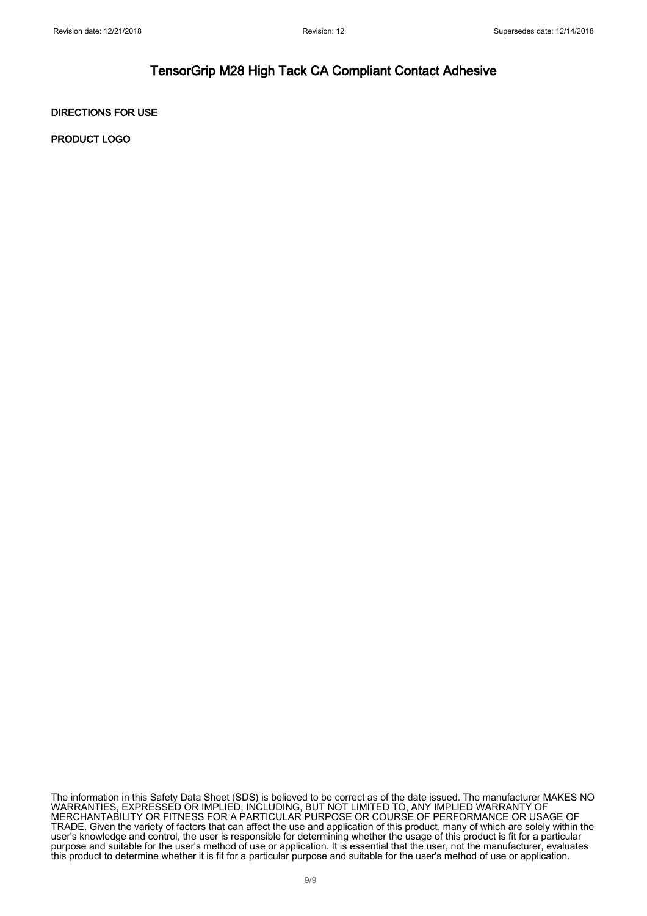# TensorGrip M28 High Tack CA Compliant Contact Adhesive

**DIRECTIONS FOR USE**

**PRODUCT LOGO**

The information in this Safety Data Sheet (SDS) is believed to be correct as of the date issued. The manufacturer MAKES NO WARRANTIES, EXPRESSED OR IMPLIED, INCLUDING, BUT NOT LIMITED TO, ANY IMPLIED WARRANTY OF MERCHANTABILITY OR FITNESS FOR A PARTICULAR PURPOSE OR COURSE OF PERFORMANCE OR USAGE OF TRADE. Given the variety of factors that can affect the use and application of this product, many of which are solely within the user's knowledge and control, the user is responsible for determining whether the usage of this product is fit for a particular purpose and suitable for the user's method of use or application. It is essential that the user, not the manufacturer, evaluates this product to determine whether it is fit for a particular purpose and suitable for the user's method of use or application.